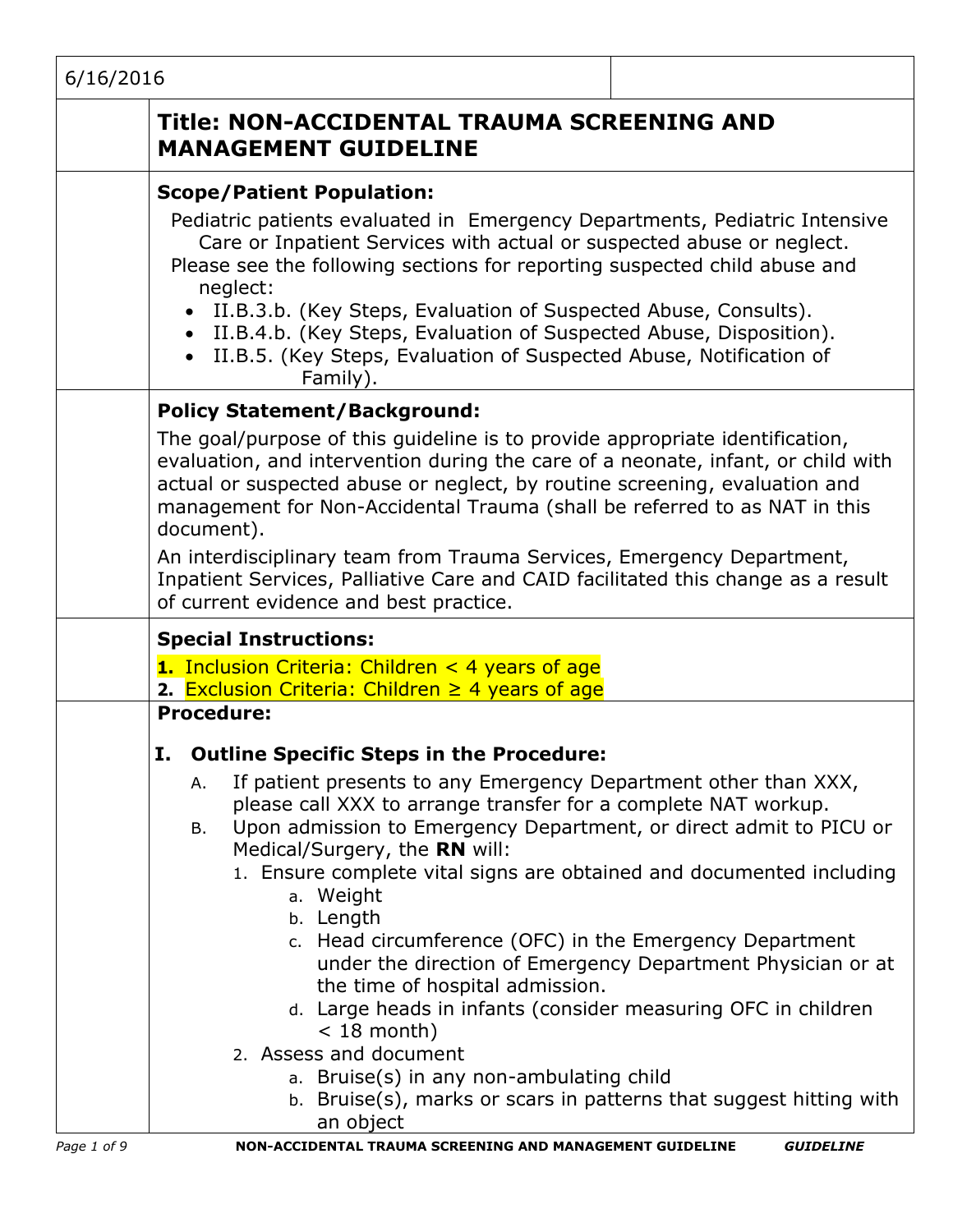6/16/2016

# Title: NON-ACCIDENTAL TRAUMA SCREENING AND MANAGEMENT GUIDELINE

**Scope/Patient Population:**

Pediatric patients evaluated in Emergency Departments, Pediatric Intensive Care or Inpatient Services with actual or suspected abuse or neglect.

Please see the following sections for reporting suspected child abuse and neglect:

- II.B.3.b. (Key Steps, Evaluation of Suspected Abuse, Consults).
- II.B.4.b. (Key Steps, Evaluation of Suspected Abuse, Disposition).
- II.B.5. (Key Steps, Evaluation of Suspected Abuse, Notification of Family).

**Policy Statement/Background:**

The goal/purpose of this guideline is to provide appropriate identification, evaluation, and intervention during the care of a neonate, infant, or child with actual or suspected abuse or neglect, by routine screening, evaluation and management for Non-Accidental Trauma (shall be referred to as NAT in this document).

An interdisciplinary team from Trauma Services, Emergency Department, Inpatient Services, Palliative Care and CAID facilitated this change as a result of current evidence and best practice.

**Special Instructions:**

1. Inclusion Criteria: Children < 4 years of age
2. Exclusion Criteria: Children ≥ 4 years of age

**Procedure:**

## I. Outline Specific Steps in the Procedure:

A. If patient presents to any Emergency Department other than XXX, please call XXX to arrange transfer for a complete NAT workup.

B. Upon admission to Emergency Department, or direct admit to PICU or Medical/Surgery, the **RN** will:

1. Ensure complete vital signs are obtained and documented including
   a. Weight
   b. Length
   c. Head circumference (OFC) in the Emergency Department under the direction of Emergency Department Physician or at the time of hospital admission.
   d. Large heads in infants (consider measuring OFC in children < 18 month)
2. Assess and document
   a. Bruise(s) in any non-ambulating child
   b. Bruise(s), marks or scars in patterns that suggest hitting with an object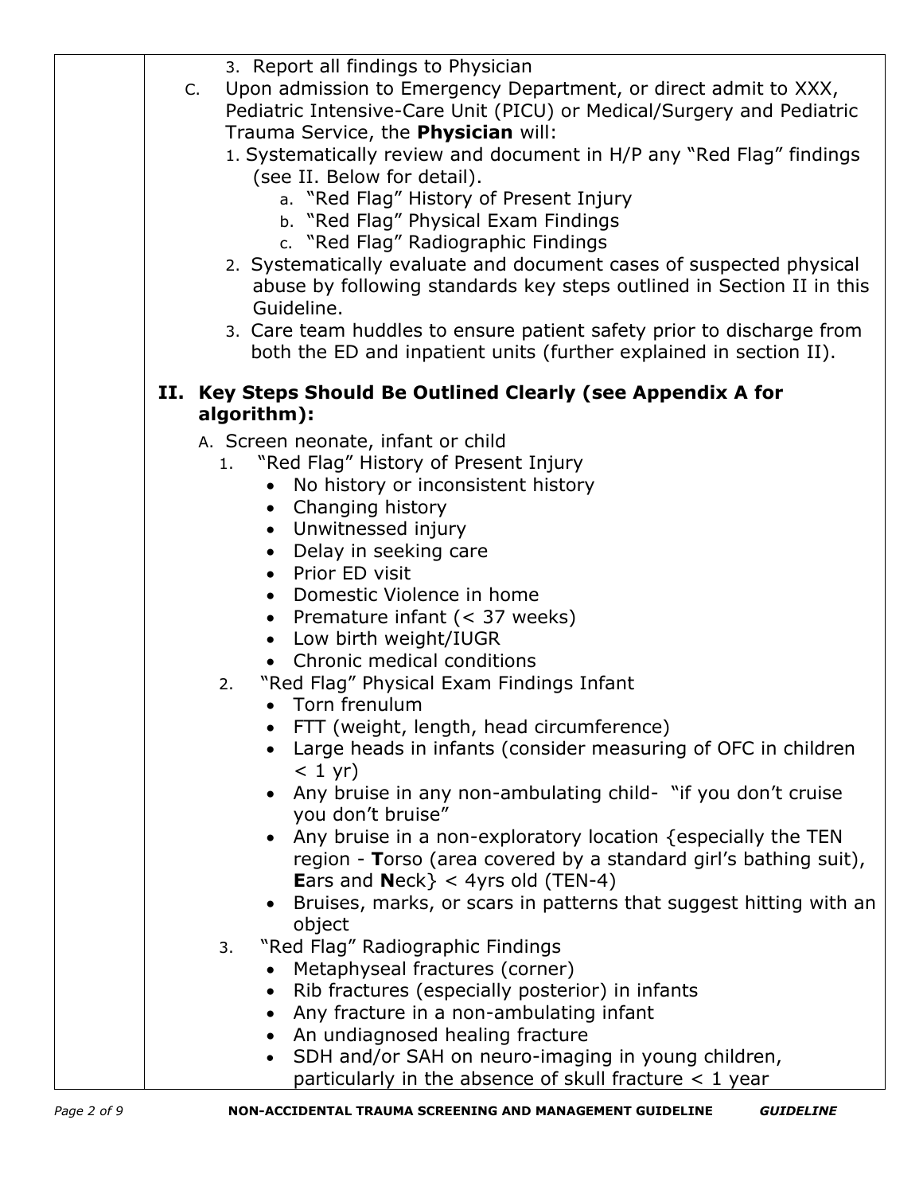3. Report all findings to Physician

C. Upon admission to Emergency Department, or direct admit to XXX, Pediatric Intensive-Care Unit (PICU) or Medical/Surgery and Pediatric Trauma Service, the **Physician** will:

   1. Systematically review and document in H/P any "Red Flag" findings (see II. Below for detail).
      a. "Red Flag" History of Present Injury
      b. "Red Flag" Physical Exam Findings
      c. "Red Flag" Radiographic Findings
   2. Systematically evaluate and document cases of suspected physical abuse by following standards key steps outlined in Section II in this Guideline.
   3. Care team huddles to ensure patient safety prior to discharge from both the ED and inpatient units (further explained in section II).

## II. Key Steps Should Be Outlined Clearly (see Appendix A for algorithm):

A. Screen neonate, infant or child

   1. "Red Flag" History of Present Injury
      - No history or inconsistent history
      - Changing history
      - Unwitnessed injury
      - Delay in seeking care
      - Prior ED visit
      - Domestic Violence in home
      - Premature infant (< 37 weeks)
      - Low birth weight/IUGR
      - Chronic medical conditions
   2. "Red Flag" Physical Exam Findings Infant
      - Torn frenulum
      - FTT (weight, length, head circumference)
      - Large heads in infants (consider measuring of OFC in children < 1 yr)
      - Any bruise in any non-ambulating child- "if you don't cruise you don't bruise"
      - Any bruise in a non-exploratory location {especially the TEN region - **T**orso (area covered by a standard girl's bathing suit), **E**ars and **N**eck} < 4yrs old (TEN-4)
      - Bruises, marks, or scars in patterns that suggest hitting with an object
   3. "Red Flag" Radiographic Findings
      - Metaphyseal fractures (corner)
      - Rib fractures (especially posterior) in infants
      - Any fracture in a non-ambulating infant
      - An undiagnosed healing fracture
      - SDH and/or SAH on neuro-imaging in young children, particularly in the absence of skull fracture < 1 year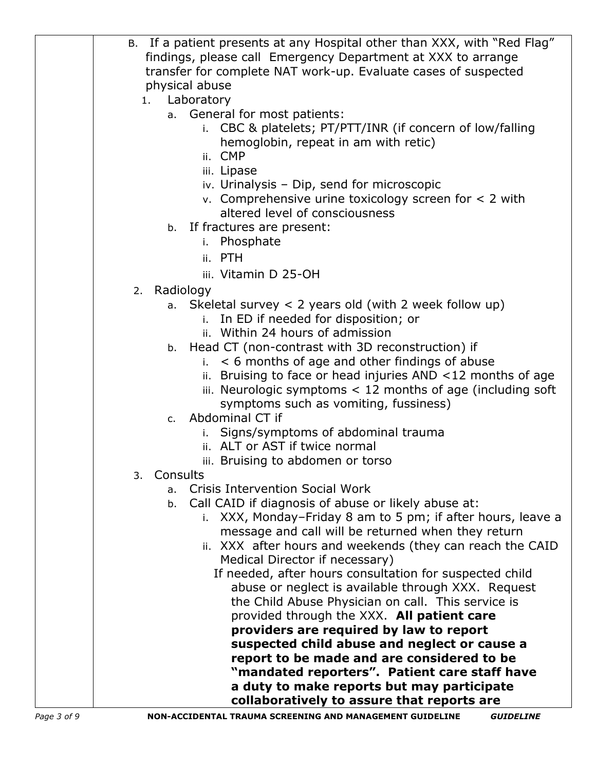B. If a patient presents at any Hospital other than XXX, with "Red Flag" findings, please call Emergency Department at XXX to arrange transfer for complete NAT work-up. Evaluate cases of suspected physical abuse

1. Laboratory
    a. General for most patients:
        i. CBC & platelets; PT/PTT/INR (if concern of low/falling hemoglobin, repeat in am with retic)
        ii. CMP
        iii. Lipase
        iv. Urinalysis – Dip, send for microscopic
        v. Comprehensive urine toxicology screen for < 2 with altered level of consciousness
    b. If fractures are present:
        i. Phosphate
        ii. PTH
        iii. Vitamin D 25-OH
2. Radiology
    a. Skeletal survey < 2 years old (with 2 week follow up)
        i. In ED if needed for disposition; or
        ii. Within 24 hours of admission
    b. Head CT (non-contrast with 3D reconstruction) if
        i. < 6 months of age and other findings of abuse
        ii. Bruising to face or head injuries AND <12 months of age
        iii. Neurologic symptoms < 12 months of age (including soft symptoms such as vomiting, fussiness)
    c. Abdominal CT if
        i. Signs/symptoms of abdominal trauma
        ii. ALT or AST if twice normal
        iii. Bruising to abdomen or torso
3. Consults
    a. Crisis Intervention Social Work
    b. Call CAID if diagnosis of abuse or likely abuse at:
        i. XXX, Monday–Friday 8 am to 5 pm; if after hours, leave a message and call will be returned when they return
        ii. XXX after hours and weekends (they can reach the CAID Medical Director if necessary)

        If needed, after hours consultation for suspected child abuse or neglect is available through XXX. Request the Child Abuse Physician on call. This service is provided through the XXX. **All patient care providers are required by law to report suspected child abuse and neglect or cause a report to be made and are considered to be "mandated reporters". Patient care staff have a duty to make reports but may participate collaboratively to assure that reports are**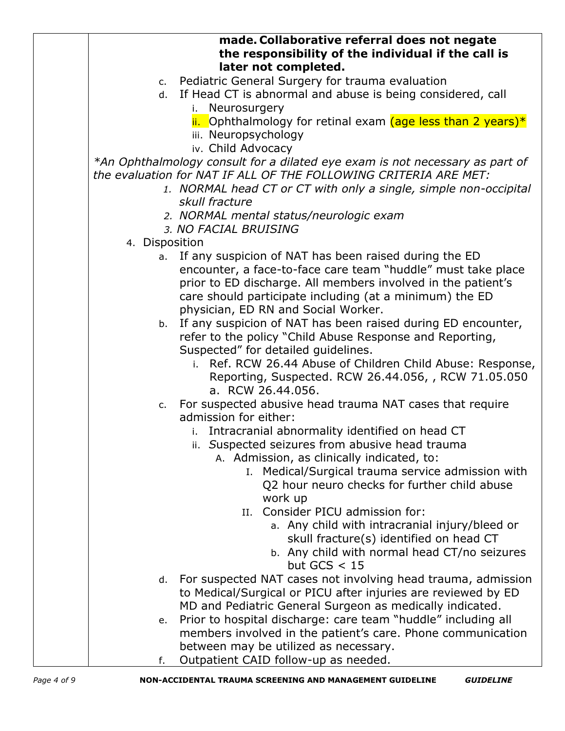**made. Collaborative referral does not negate the responsibility of the individual if the call is later not completed.**

c. Pediatric General Surgery for trauma evaluation
d. If Head CT is abnormal and abuse is being considered, call
   i. Neurosurgery
   ii. Ophthalmology for retinal exam (age less than 2 years)*
   iii. Neuropsychology
   iv. Child Advocacy

*\*An Ophthalmology consult for a dilated eye exam is not necessary as part of the evaluation for NAT IF ALL OF THE FOLLOWING CRITERIA ARE MET:*

1. *NORMAL head CT or CT with only a single, simple non-occipital skull fracture*
2. *NORMAL mental status/neurologic exam*
3. *NO FACIAL BRUISING*

4. Disposition
   a. If any suspicion of NAT has been raised during the ED encounter, a face-to-face care team "huddle" must take place prior to ED discharge. All members involved in the patient's care should participate including (at a minimum) the ED physician, ED RN and Social Worker.
   b. If any suspicion of NAT has been raised during ED encounter, refer to the policy "Child Abuse Response and Reporting, Suspected" for detailed guidelines.
      i. Ref. RCW 26.44 Abuse of Children Child Abuse: Response, Reporting, Suspected. RCW 26.44.056, , RCW 71.05.050
         a. RCW 26.44.056.
   c. For suspected abusive head trauma NAT cases that require admission for either:
      i. Intracranial abnormality identified on head CT
      ii. *S*uspected seizures from abusive head trauma
         A. Admission, as clinically indicated, to:
            I. Medical/Surgical trauma service admission with Q2 hour neuro checks for further child abuse work up
            II. Consider PICU admission for:
               a. Any child with intracranial injury/bleed or skull fracture(s) identified on head CT
               b. Any child with normal head CT/no seizures but GCS < 15
   d. For suspected NAT cases not involving head trauma, admission to Medical/Surgical or PICU after injuries are reviewed by ED MD and Pediatric General Surgeon as medically indicated.
   e. Prior to hospital discharge: care team "huddle" including all members involved in the patient's care. Phone communication between may be utilized as necessary.
   f. Outpatient CAID follow-up as needed.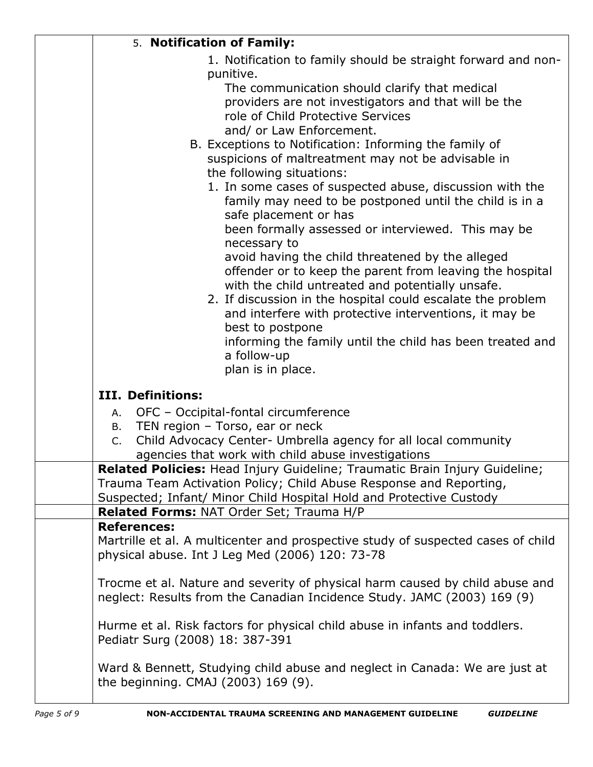5. **Notification of Family:**

1. Notification to family should be straight forward and non-punitive.
   The communication should clarify that medical providers are not investigators and that will be the role of Child Protective Services and/ or Law Enforcement.

B. Exceptions to Notification: Informing the family of suspicions of maltreatment may not be advisable in the following situations:

1. In some cases of suspected abuse, discussion with the family may need to be postponed until the child is in a safe placement or has been formally assessed or interviewed. This may be necessary to avoid having the child threatened by the alleged offender or to keep the parent from leaving the hospital with the child untreated and potentially unsafe.
2. If discussion in the hospital could escalate the problem and interfere with protective interventions, it may be best to postpone informing the family until the child has been treated and a follow-up plan is in place.

**III. Definitions:**

A. OFC – Occipital-fontal circumference
B. TEN region – Torso, ear or neck
C. Child Advocacy Center- Umbrella agency for all local community agencies that work with child abuse investigations

**Related Policies:** Head Injury Guideline; Traumatic Brain Injury Guideline; Trauma Team Activation Policy; Child Abuse Response and Reporting, Suspected; Infant/ Minor Child Hospital Hold and Protective Custody

**Related Forms:** NAT Order Set; Trauma H/P

**References:**

Martrille et al. A multicenter and prospective study of suspected cases of child physical abuse. Int J Leg Med (2006) 120: 73-78

Trocme et al. Nature and severity of physical harm caused by child abuse and neglect: Results from the Canadian Incidence Study. JAMC (2003) 169 (9)

Hurme et al. Risk factors for physical child abuse in infants and toddlers. Pediatr Surg (2008) 18: 387-391

Ward & Bennett, Studying child abuse and neglect in Canada: We are just at the beginning. CMAJ (2003) 169 (9).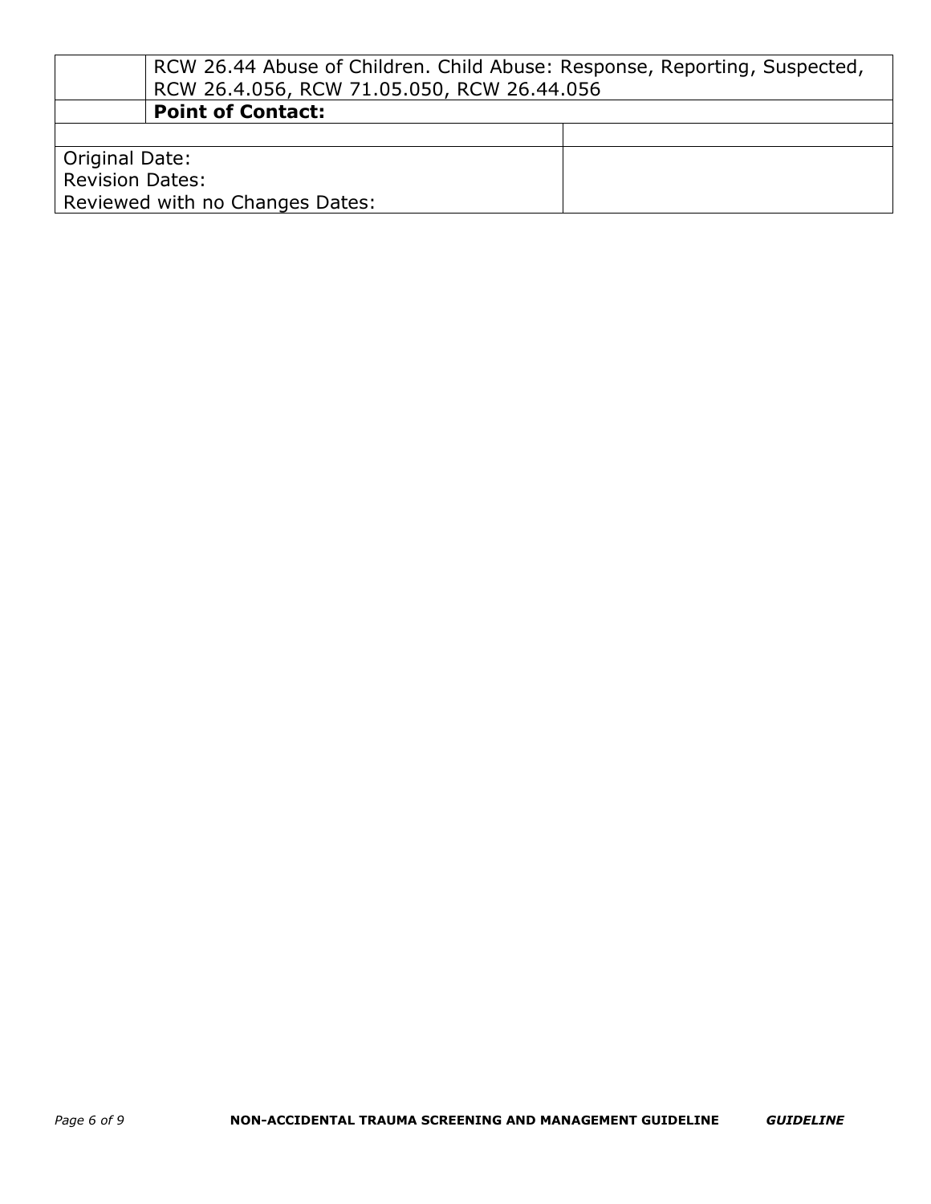|  | RCW 26.44 Abuse of Children. Child Abuse: Response, Reporting, Suspected, RCW 26.4.056, RCW 71.05.050, RCW 26.44.056 |  |
|---|---|---|
|  | **Point of Contact:** |  |
|  |  |  |
| Original Date:<br>Revision Dates:<br>Reviewed with no Changes Dates: |  |  |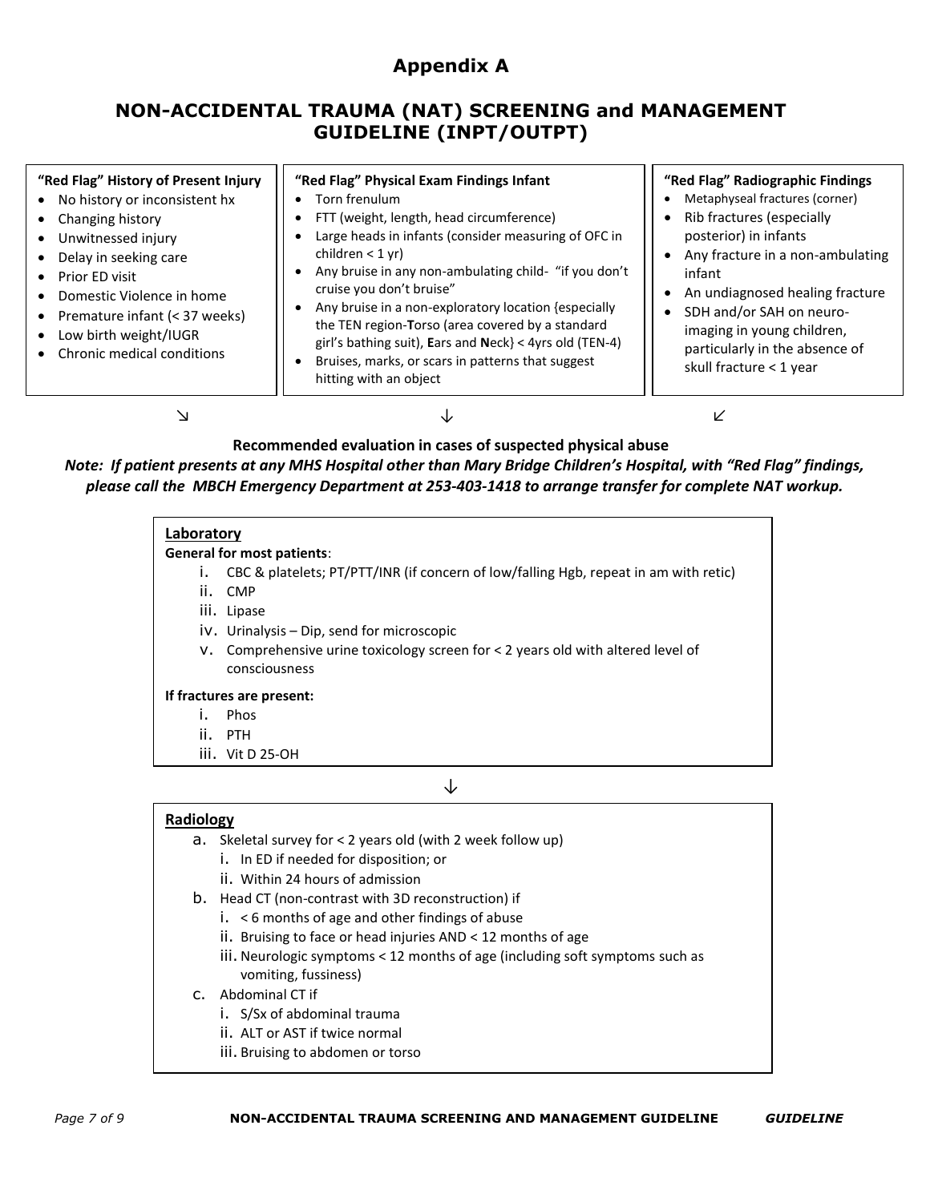# Appendix A

## NON-ACCIDENTAL TRAUMA (NAT) SCREENING and MANAGEMENT GUIDELINE (INPT/OUTPT)

**"Red Flag" History of Present Injury**

- No history or inconsistent hx
- Changing history
- Unwitnessed injury
- Delay in seeking care
- Prior ED visit
- Domestic Violence in home
- Premature infant (< 37 weeks)
- Low birth weight/IUGR
- Chronic medical conditions

**"Red Flag" Physical Exam Findings Infant**

- Torn frenulum
- FTT (weight, length, head circumference)
- Large heads in infants (consider measuring of OFC in children < 1 yr)
- Any bruise in any non-ambulating child- "if you don't cruise you don't bruise"
- Any bruise in a non-exploratory location {especially the TEN region-**T**orso (area covered by a standard girl's bathing suit), **E**ars and **N**eck} < 4yrs old (TEN-4)
- Bruises, marks, or scars in patterns that suggest hitting with an object

**"Red Flag" Radiographic Findings**

- Metaphyseal fractures (corner)
- Rib fractures (especially posterior) in infants
- Any fracture in a non-ambulating infant
- An undiagnosed healing fracture
- SDH and/or SAH on neuro-imaging in young children, particularly in the absence of skull fracture < 1 year

↘ ↓ ↙

**Recommended evaluation in cases of suspected physical abuse**

***Note: If patient presents at any MHS Hospital other than Mary Bridge Children's Hospital, with "Red Flag" findings, please call the MBCH Emergency Department at 253-403-1418 to arrange transfer for complete NAT workup.***

**Laboratory**

**General for most patients**:

i. CBC & platelets; PT/PTT/INR (if concern of low/falling Hgb, repeat in am with retic)
ii. CMP
iii. Lipase
iv. Urinalysis – Dip, send for microscopic
v. Comprehensive urine toxicology screen for < 2 years old with altered level of consciousness

**If fractures are present:**

i. Phos
ii. PTH
iii. Vit D 25-OH

↓

**Radiology**

a. Skeletal survey for < 2 years old (with 2 week follow up)
   i. In ED if needed for disposition; or
   ii. Within 24 hours of admission
b. Head CT (non-contrast with 3D reconstruction) if
   i. < 6 months of age and other findings of abuse
   ii. Bruising to face or head injuries AND < 12 months of age
   iii. Neurologic symptoms < 12 months of age (including soft symptoms such as vomiting, fussiness)
c. Abdominal CT if
   i. S/Sx of abdominal trauma
   ii. ALT or AST if twice normal
   iii. Bruising to abdomen or torso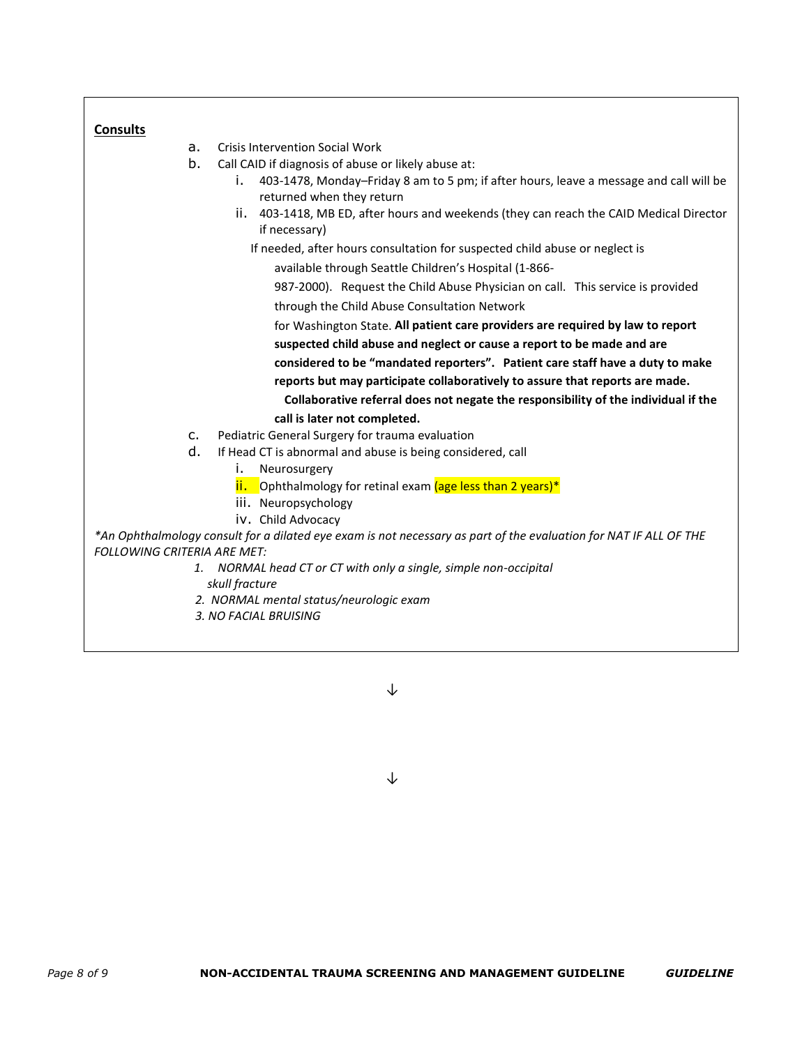**Consults**

a. Crisis Intervention Social Work
b. Call CAID if diagnosis of abuse or likely abuse at:
   i. 403-1478, Monday–Friday 8 am to 5 pm; if after hours, leave a message and call will be returned when they return
   ii. 403-1418, MB ED, after hours and weekends (they can reach the CAID Medical Director if necessary)

   If needed, after hours consultation for suspected child abuse or neglect is available through Seattle Children's Hospital (1-866-987-2000). Request the Child Abuse Physician on call. This service is provided through the Child Abuse Consultation Network for Washington State. **All patient care providers are required by law to report suspected child abuse and neglect or cause a report to be made and are considered to be "mandated reporters". Patient care staff have a duty to make reports but may participate collaboratively to assure that reports are made. Collaborative referral does not negate the responsibility of the individual if the call is later not completed.**
c. Pediatric General Surgery for trauma evaluation
d. If Head CT is abnormal and abuse is being considered, call
   i. Neurosurgery
   ii. Ophthalmology for retinal exam (age less than 2 years)*
   iii. Neuropsychology
   iv. Child Advocacy

*\*An Ophthalmology consult for a dilated eye exam is not necessary as part of the evaluation for NAT IF ALL OF THE FOLLOWING CRITERIA ARE MET:*

1. *NORMAL head CT or CT with only a single, simple non-occipital skull fracture*
2. *NORMAL mental status/neurologic exam*
3. *NO FACIAL BRUISING*

↓

↓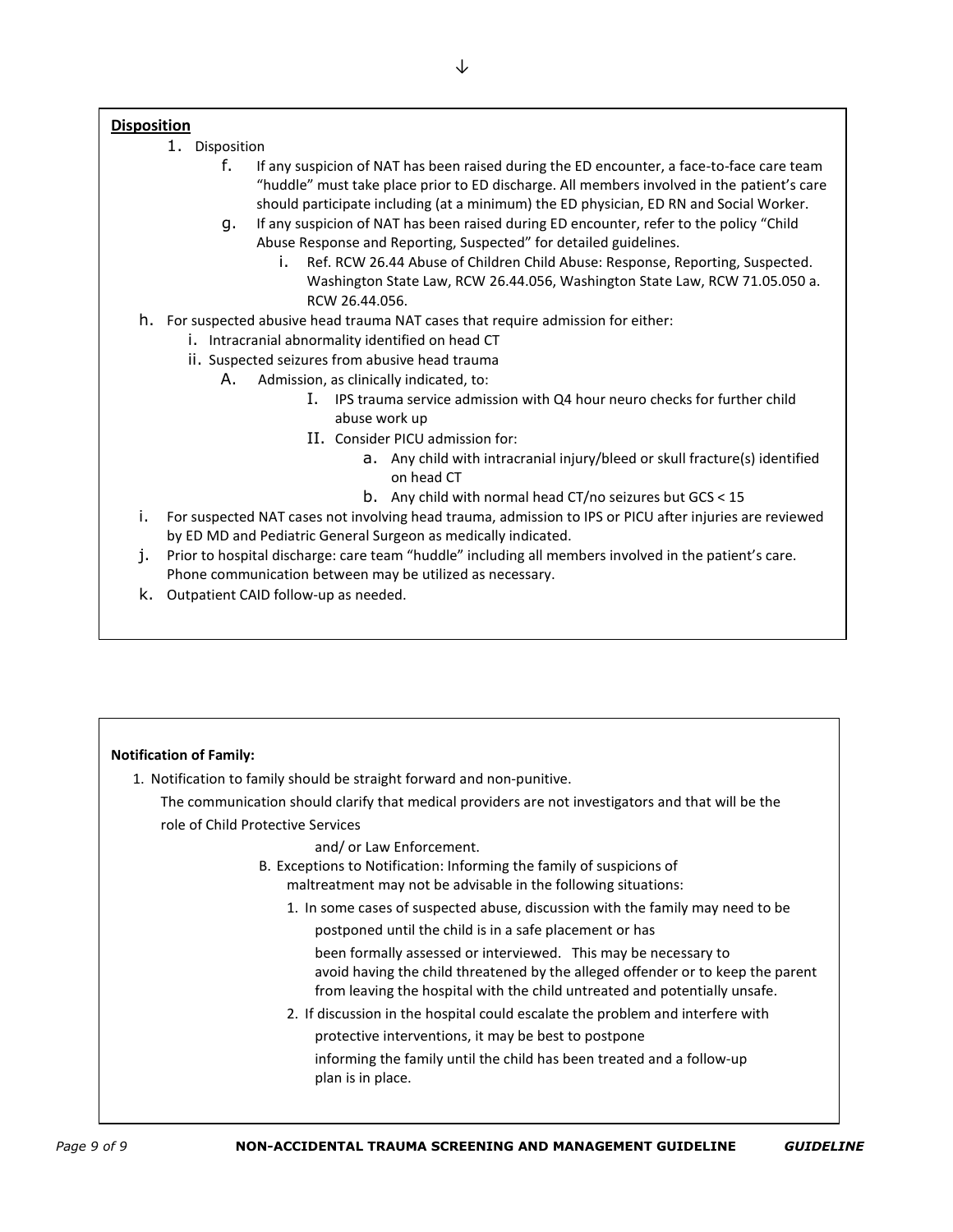↓

**Disposition**

1. Disposition
    - f. If any suspicion of NAT has been raised during the ED encounter, a face-to-face care team "huddle" must take place prior to ED discharge. All members involved in the patient's care should participate including (at a minimum) the ED physician, ED RN and Social Worker.
    - g. If any suspicion of NAT has been raised during ED encounter, refer to the policy "Child Abuse Response and Reporting, Suspected" for detailed guidelines.
        - i. Ref. RCW 26.44 Abuse of Children Child Abuse: Response, Reporting, Suspected. Washington State Law, RCW 26.44.056, Washington State Law, RCW 71.05.050 a. RCW 26.44.056.
- h. For suspected abusive head trauma NAT cases that require admission for either:
    - i. Intracranial abnormality identified on head CT
    - ii. Suspected seizures from abusive head trauma
        - A. Admission, as clinically indicated, to:
            - I. IPS trauma service admission with Q4 hour neuro checks for further child abuse work up
            - II. Consider PICU admission for:
                - a. Any child with intracranial injury/bleed or skull fracture(s) identified on head CT
                - b. Any child with normal head CT/no seizures but GCS < 15
- i. For suspected NAT cases not involving head trauma, admission to IPS or PICU after injuries are reviewed by ED MD and Pediatric General Surgeon as medically indicated.
- j. Prior to hospital discharge: care team "huddle" including all members involved in the patient's care. Phone communication between may be utilized as necessary.
- k. Outpatient CAID follow-up as needed.

**Notification of Family:**

1. Notification to family should be straight forward and non-punitive.

    The communication should clarify that medical providers are not investigators and that will be the role of Child Protective Services and/ or Law Enforcement.

B. Exceptions to Notification: Informing the family of suspicions of maltreatment may not be advisable in the following situations:

1. In some cases of suspected abuse, discussion with the family may need to be postponed until the child is in a safe placement or has been formally assessed or interviewed. This may be necessary to avoid having the child threatened by the alleged offender or to keep the parent from leaving the hospital with the child untreated and potentially unsafe.
2. If discussion in the hospital could escalate the problem and interfere with protective interventions, it may be best to postpone informing the family until the child has been treated and a follow-up plan is in place.